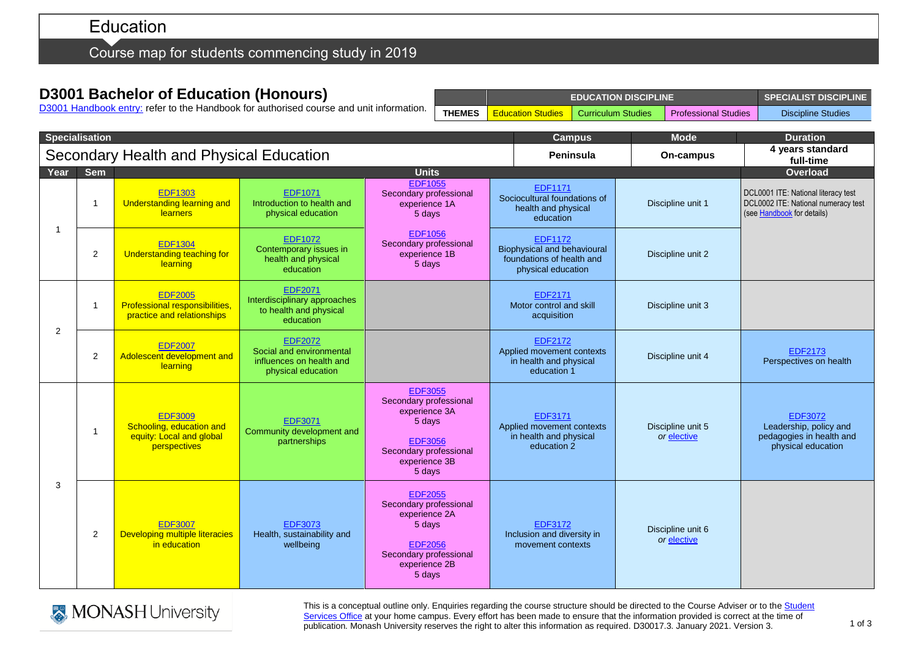# Education

## Course map for students commencing study in 2019

## D3001 Bachelor of Education (Honours)

D3001 Handbook entry: refer to the Handbook for authorised course and unit information.

| | EDUCATION DISCIPLINE | | | SPECIALIST DISCIPLINE |
|---|---|---|---|---|
| THEMES | Education Studies | Curriculum Studies | Professional Studies | Discipline Studies |

| Specialisation | | Campus | Mode | Duration |
|---|---|---|---|---|
| Secondary Health and Physical Education | | Peninsula | On-campus | 4 years standard full-time |

| Year | Sem | Units | | | | | Overload |
|---|---|---|---|---|---|---|---|
| 1 | 1 | EDF1303 Understanding learning and learners | EDF1071 Introduction to health and physical education | EDF1055 Secondary professional experience 1A 5 days | EDF1171 Sociocultural foundations of health and physical education | Discipline unit 1 | DCL0001 ITE: National literacy test<br>DCL0002 ITE: National numeracy test<br>(see Handbook for details) |
| 1 | 2 | EDF1304 Understanding teaching for learning | EDF1072 Contemporary issues in health and physical education | EDF1056 Secondary professional experience 1B 5 days | EDF1172 Biophysical and behavioural foundations of health and physical education | Discipline unit 2 | |
| 2 | 1 | EDF2005 Professional responsibilities, practice and relationships | EDF2071 Interdisciplinary approaches to health and physical education | | EDF2171 Motor control and skill acquisition | Discipline unit 3 | |
| 2 | 2 | EDF2007 Adolescent development and learning | EDF2072 Social and environmental influences on health and physical education | | EDF2172 Applied movement contexts in health and physical education 1 | Discipline unit 4 | EDF2173 Perspectives on health |
| 3 | 1 | EDF3009 Schooling, education and equity: Local and global perspectives | EDF3071 Community development and partnerships | EDF3055 Secondary professional experience 3A 5 days<br>EDF3056 Secondary professional experience 3B 5 days | EDF3171 Applied movement contexts in health and physical education 2 | Discipline unit 5 *or* elective | EDF3072 Leadership, policy and pedagogies in health and physical education |
| 3 | 2 | EDF3007 Developing multiple literacies in education | EDF3073 Health, sustainability and wellbeing | EDF2055 Secondary professional experience 2A 5 days<br>EDF2056 Secondary professional experience 2B 5 days | EDF3172 Inclusion and diversity in movement contexts | Discipline unit 6 *or* elective | |

MONASH University

This is a conceptual outline only. Enquiries regarding the course structure should be directed to the Course Adviser or to the Student Services Office at your home campus. Every effort has been made to ensure that the information provided is correct at the time of publication. Monash University reserves the right to alter this information as required. D30017.3. January 2021. Version 3.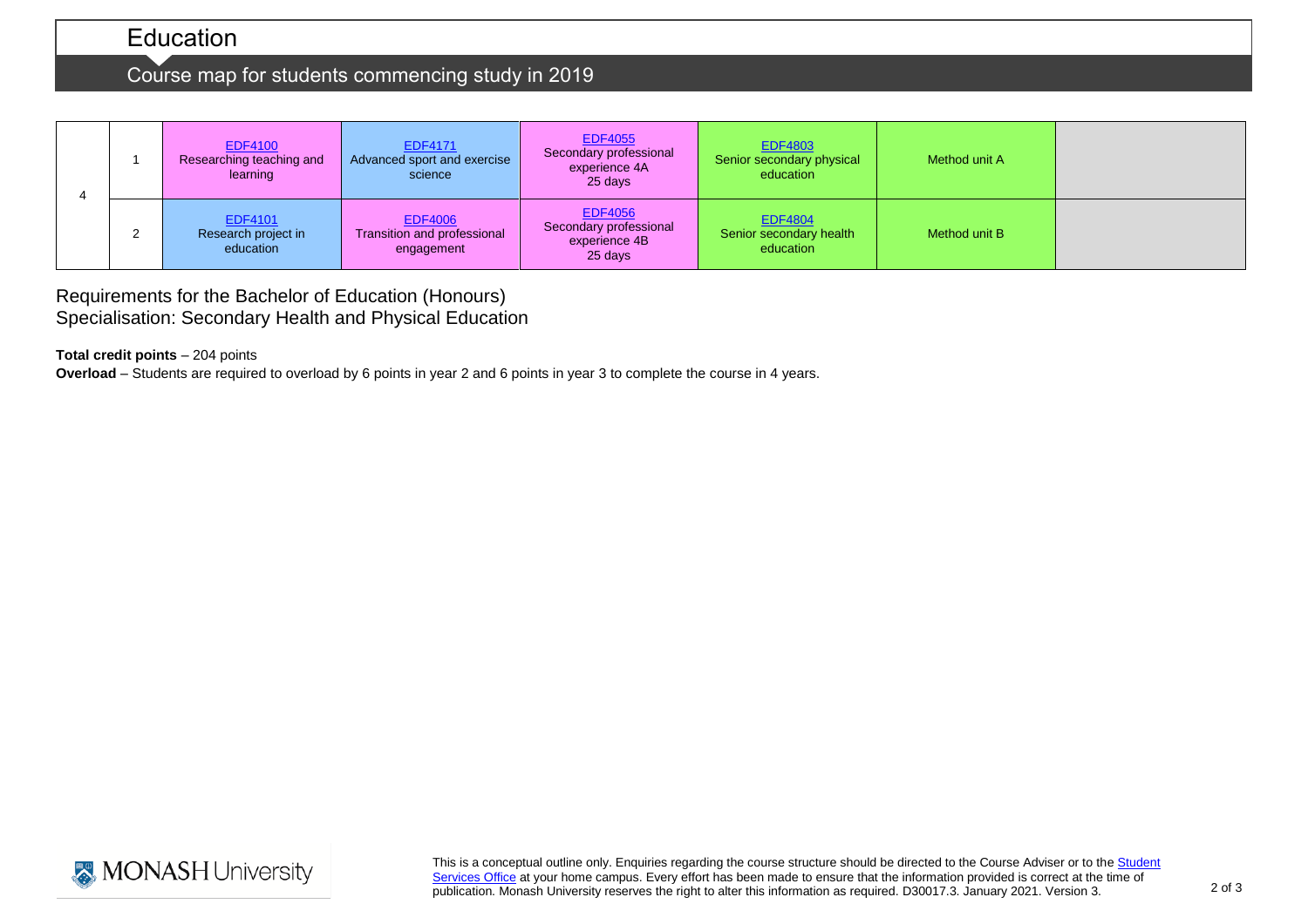# Education

## Course map for students commencing study in 2019

| | | | | | | | |
|---|---|---|---|---|---|---|---|
| 4 | 1 | EDF4100 Researching teaching and learning | EDF4171 Advanced sport and exercise science | EDF4055 Secondary professional experience 4A 25 days | EDF4803 Senior secondary physical education | Method unit A | |
| | 2 | EDF4101 Research project in education | EDF4006 Transition and professional engagement | EDF4056 Secondary professional experience 4B 25 days | EDF4804 Senior secondary health education | Method unit B | |

Requirements for the Bachelor of Education (Honours)
Specialisation: Secondary Health and Physical Education

**Total credit points** – 204 points

**Overload** – Students are required to overload by 6 points in year 2 and 6 points in year 3 to complete the course in 4 years.

This is a conceptual outline only. Enquiries regarding the course structure should be directed to the Course Adviser or to the Student Services Office at your home campus. Every effort has been made to ensure that the information provided is correct at the time of publication. Monash University reserves the right to alter this information as required. D30017.3. January 2021. Version 3.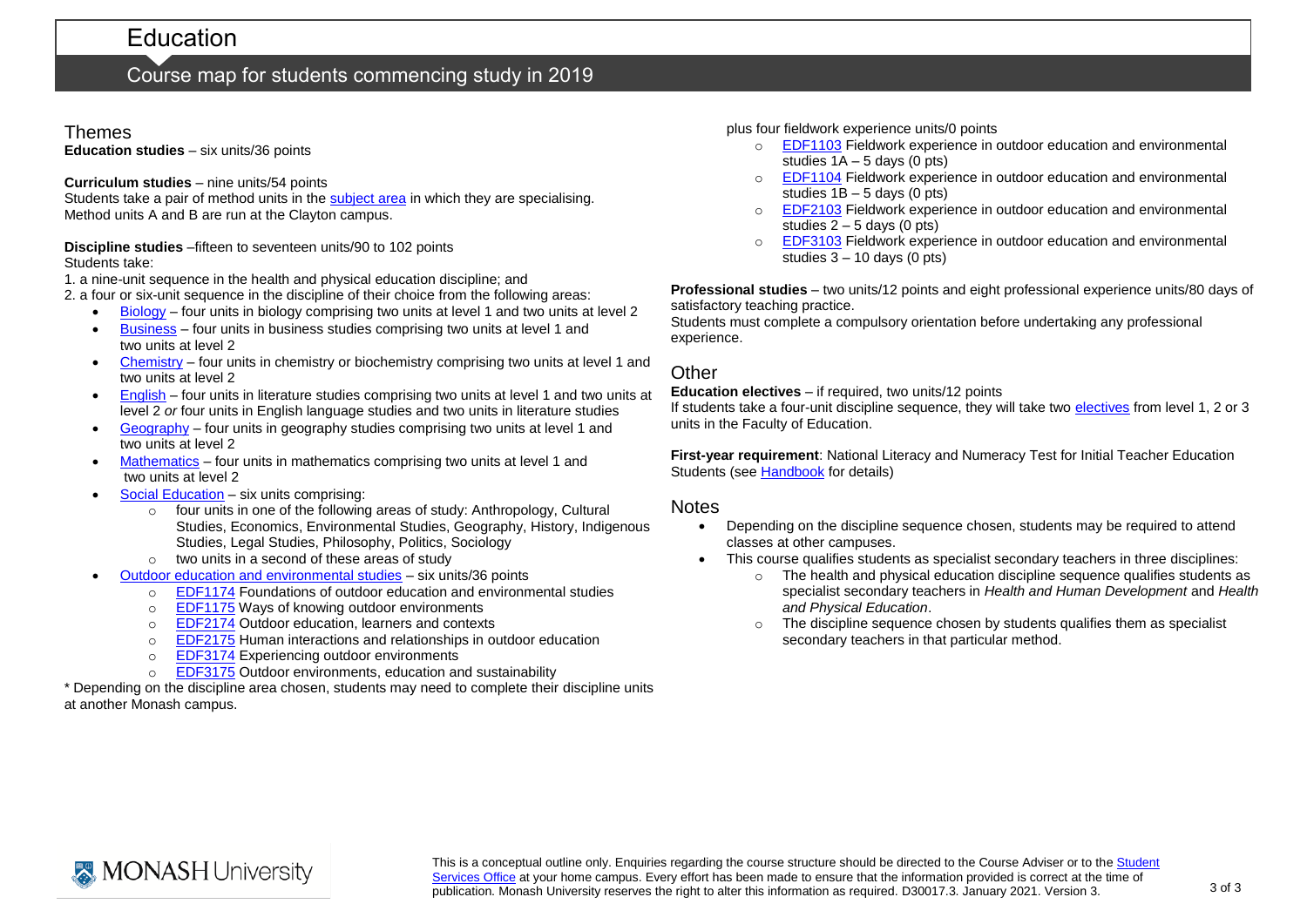# Education

## Course map for students commencing study in 2019

### Themes

**Education studies** – six units/36 points

**Curriculum studies** – nine units/54 points
Students take a pair of method units in the subject area in which they are specialising. Method units A and B are run at the Clayton campus.

**Discipline studies** –fifteen to seventeen units/90 to 102 points
Students take:

1. a nine-unit sequence in the health and physical education discipline; and
2. a four or six-unit sequence in the discipline of their choice from the following areas:

- Biology – four units in biology comprising two units at level 1 and two units at level 2
- Business – four units in business studies comprising two units at level 1 and two units at level 2
- Chemistry – four units in chemistry or biochemistry comprising two units at level 1 and two units at level 2
- English – four units in literature studies comprising two units at level 1 and two units at level 2 *or* four units in English language studies and two units in literature studies
- Geography – four units in geography studies comprising two units at level 1 and two units at level 2
- Mathematics – four units in mathematics comprising two units at level 1 and two units at level 2
- Social Education – six units comprising:
    - four units in one of the following areas of study: Anthropology, Cultural Studies, Economics, Environmental Studies, Geography, History, Indigenous Studies, Legal Studies, Philosophy, Politics, Sociology
    - two units in a second of these areas of study
- Outdoor education and environmental studies – six units/36 points
    - EDF1174 Foundations of outdoor education and environmental studies
    - EDF1175 Ways of knowing outdoor environments
    - EDF2174 Outdoor education, learners and contexts
    - EDF2175 Human interactions and relationships in outdoor education
    - EDF3174 Experiencing outdoor environments
    - EDF3175 Outdoor environments, education and sustainability

\* Depending on the discipline area chosen, students may need to complete their discipline units at another Monash campus.

plus four fieldwork experience units/0 points

- EDF1103 Fieldwork experience in outdoor education and environmental studies 1A – 5 days (0 pts)
- EDF1104 Fieldwork experience in outdoor education and environmental studies 1B – 5 days (0 pts)
- EDF2103 Fieldwork experience in outdoor education and environmental studies 2 – 5 days (0 pts)
- EDF3103 Fieldwork experience in outdoor education and environmental studies 3 – 10 days (0 pts)

**Professional studies** – two units/12 points and eight professional experience units/80 days of satisfactory teaching practice.
Students must complete a compulsory orientation before undertaking any professional experience.

### Other

**Education electives** – if required, two units/12 points
If students take a four-unit discipline sequence, they will take two electives from level 1, 2 or 3 units in the Faculty of Education.

**First-year requirement**: National Literacy and Numeracy Test for Initial Teacher Education Students (see Handbook for details)

### Notes

- Depending on the discipline sequence chosen, students may be required to attend classes at other campuses.
- This course qualifies students as specialist secondary teachers in three disciplines:
    - The health and physical education discipline sequence qualifies students as specialist secondary teachers in *Health and Human Development* and *Health and Physical Education*.
    - The discipline sequence chosen by students qualifies them as specialist secondary teachers in that particular method.

This is a conceptual outline only. Enquiries regarding the course structure should be directed to the Course Adviser or to the Student Services Office at your home campus. Every effort has been made to ensure that the information provided is correct at the time of publication. Monash University reserves the right to alter this information as required. D30017.3. January 2021. Version 3.